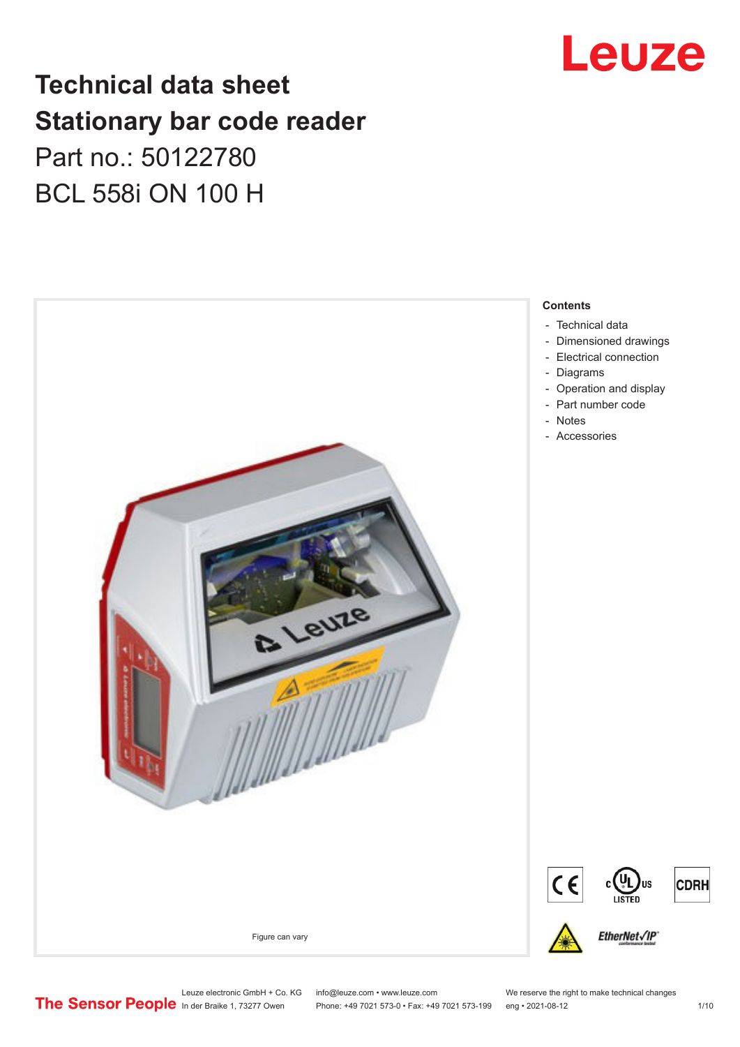# Technical data sheet
# Stationary bar code reader

Part no.: 50122780

BCL 558i ON 100 H

Figure can vary

**Contents**

- Technical data
- Dimensioned drawings
- Electrical connection
- Diagrams
- Operation and display
- Part number code
- Notes
- Accessories

Leuze electronic GmbH + Co. KG
In der Braike 1, 73277 Owen

info@leuze.com • www.leuze.com
Phone: +49 7021 573-0 • Fax: +49 7021 573-199

We reserve the right to make technical changes
eng • 2021-08-12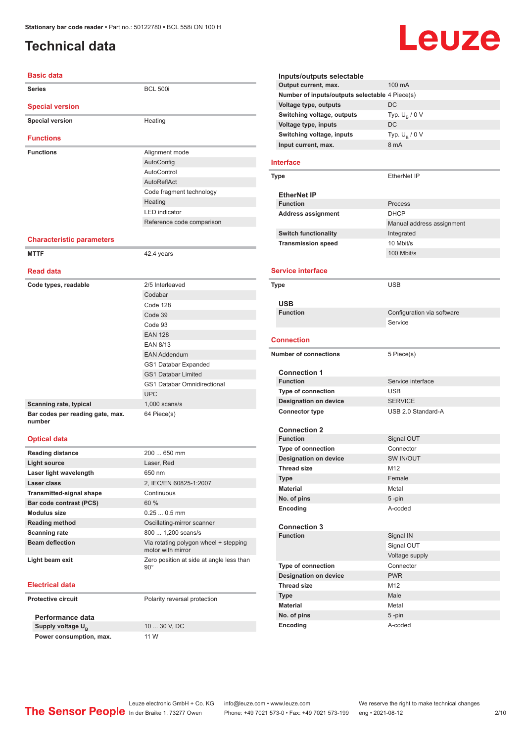# Technical data

## Basic data

| | |
|---|---|
| Series | BCL 500i |

## Special version

| | |
|---|---|
| Special version | Heating |

## Functions

| | |
|---|---|
| Functions | Alignment mode |
| | AutoConfig |
| | AutoControl |
| | AutoReflAct |
| | Code fragment technology |
| | Heating |
| | LED indicator |
| | Reference code comparison |

## Characteristic parameters

| | |
|---|---|
| MTTF | 42.4 years |

## Read data

| | |
|---|---|
| Code types, readable | 2/5 Interleaved |
| | Codabar |
| | Code 128 |
| | Code 39 |
| | Code 93 |
| | EAN 128 |
| | EAN 8/13 |
| | EAN Addendum |
| | GS1 Databar Expanded |
| | GS1 Databar Limited |
| | GS1 Databar Omnidirectional |
| | UPC |
| Scanning rate, typical | 1,000 scans/s |
| Bar codes per reading gate, max. number | 64 Piece(s) |

## Optical data

| | |
|---|---|
| Reading distance | 200 ... 650 mm |
| Light source | Laser, Red |
| Laser light wavelength | 650 nm |
| Laser class | 2, IEC/EN 60825-1:2007 |
| Transmitted-signal shape | Continuous |
| Bar code contrast (PCS) | 60 % |
| Modulus size | 0.25 ... 0.5 mm |
| Reading method | Oscillating-mirror scanner |
| Scanning rate | 800 ... 1,200 scans/s |
| Beam deflection | Via rotating polygon wheel + stepping motor with mirror |
| Light beam exit | Zero position at side at angle less than 90° |

## Electrical data

| | |
|---|---|
| Protective circuit | Polarity reversal protection |

### Performance data

| | |
|---|---|
| Supply voltage $U_B$ | 10 ... 30 V, DC |
| Power consumption, max. | 11 W |

### Inputs/outputs selectable

| | |
|---|---|
| Output current, max. | 100 mA |
| Number of inputs/outputs selectable | 4 Piece(s) |
| Voltage type, outputs | DC |
| Switching voltage, outputs | Typ. $U_B$ / 0 V |
| Voltage type, inputs | DC |
| Switching voltage, inputs | Typ. $U_B$ / 0 V |
| Input current, max. | 8 mA |

## Interface

| | |
|---|---|
| Type | EtherNet IP |

### EtherNet IP

| | |
|---|---|
| Function | Process |
| Address assignment | DHCP |
| | Manual address assignment |
| Switch functionality | Integrated |
| Transmission speed | 10 Mbit/s |
| | 100 Mbit/s |

## Service interface

| | |
|---|---|
| Type | USB |

### USB

| | |
|---|---|
| Function | Configuration via software |
| | Service |

## Connection

| | |
|---|---|
| Number of connections | 5 Piece(s) |

### Connection 1

| | |
|---|---|
| Function | Service interface |
| Type of connection | USB |
| Designation on device | SERVICE |
| Connector type | USB 2.0 Standard-A |

### Connection 2

| | |
|---|---|
| Function | Signal OUT |
| Type of connection | Connector |
| Designation on device | SW IN/OUT |
| Thread size | M12 |
| Type | Female |
| Material | Metal |
| No. of pins | 5 -pin |
| Encoding | A-coded |

### Connection 3

| | |
|---|---|
| Function | Signal IN |
| | Signal OUT |
| | Voltage supply |
| Type of connection | Connector |
| Designation on device | PWR |
| Thread size | M12 |
| Type | Male |
| Material | Metal |
| No. of pins | 5 -pin |
| Encoding | A-coded |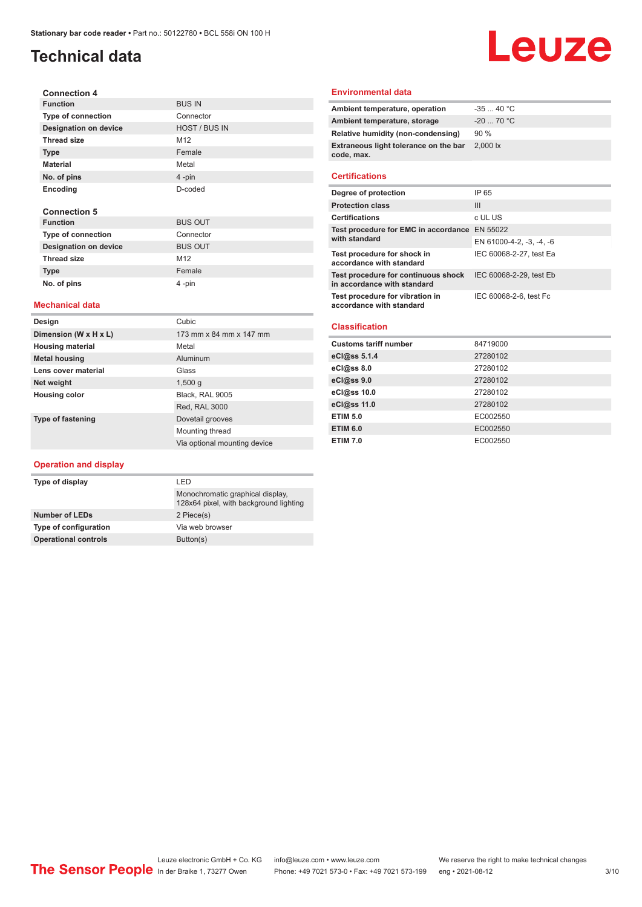# Technical data

### Connection 4

| Function | BUS IN |
|---|---|
| Type of connection | Connector |
| Designation on device | HOST / BUS IN |
| Thread size | M12 |
| Type | Female |
| Material | Metal |
| No. of pins | 4 -pin |
| Encoding | D-coded |

### Connection 5

| Function | BUS OUT |
|---|---|
| Type of connection | Connector |
| Designation on device | BUS OUT |
| Thread size | M12 |
| Type | Female |
| No. of pins | 4 -pin |

## Mechanical data

| Design | Cubic |
|---|---|
| Dimension (W x H x L) | 173 mm x 84 mm x 147 mm |
| Housing material | Metal |
| Metal housing | Aluminum |
| Lens cover material | Glass |
| Net weight | 1,500 g |
| Housing color | Black, RAL 9005 |
| | Red, RAL 3000 |
| Type of fastening | Dovetail grooves |
| | Mounting thread |
| | Via optional mounting device |

## Operation and display

| Type of display | LED |
|---|---|
| | Monochromatic graphical display, 128x64 pixel, with background lighting |
| Number of LEDs | 2 Piece(s) |
| Type of configuration | Via web browser |
| Operational controls | Button(s) |

## Environmental data

| Ambient temperature, operation | -35 ... 40 °C |
|---|---|
| Ambient temperature, storage | -20 ... 70 °C |
| Relative humidity (non-condensing) | 90 % |
| Extraneous light tolerance on the bar code, max. | 2,000 lx |

## Certifications

| Degree of protection | IP 65 |
|---|---|
| Protection class | III |
| Certifications | c UL US |
| Test procedure for EMC in accordance with standard | EN 55022 |
| | EN 61000-4-2, -3, -4, -6 |
| Test procedure for shock in accordance with standard | IEC 60068-2-27, test Ea |
| Test procedure for continuous shock in accordance with standard | IEC 60068-2-29, test Eb |
| Test procedure for vibration in accordance with standard | IEC 60068-2-6, test Fc |

## Classification

| Customs tariff number | 84719000 |
|---|---|
| eCl@ss 5.1.4 | 27280102 |
| eCl@ss 8.0 | 27280102 |
| eCl@ss 9.0 | 27280102 |
| eCl@ss 10.0 | 27280102 |
| eCl@ss 11.0 | 27280102 |
| ETIM 5.0 | EC002550 |
| ETIM 6.0 | EC002550 |
| ETIM 7.0 | EC002550 |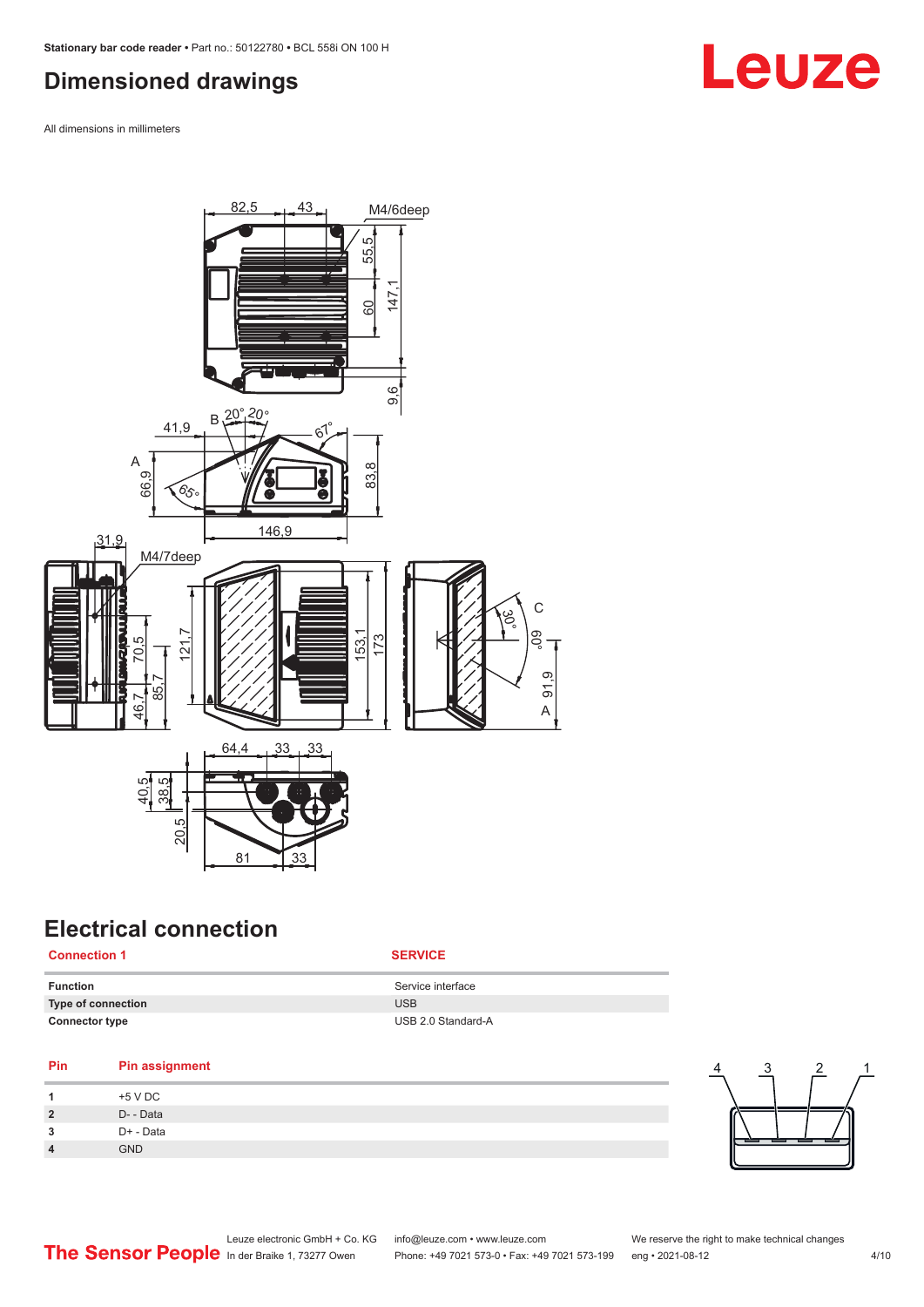## Dimensioned drawings

All dimensions in millimeters

## Electrical connection

| Connection 1 | SERVICE |
|---|---|
| **Function** | Service interface |
| **Type of connection** | USB |
| **Connector type** | USB 2.0 Standard-A |

| Pin | Pin assignment |
|---|---|
| 1 | +5 V DC |
| 2 | D- - Data |
| 3 | D+ - Data |
| 4 | GND |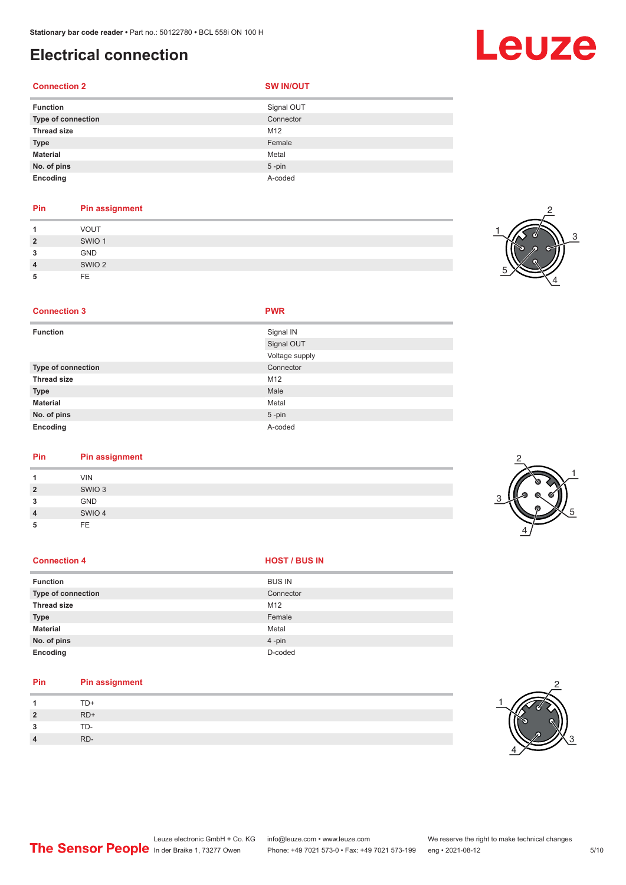# Electrical connection

| Connection 2 | SW IN/OUT |
|---|---|
| Function | Signal OUT |
| Type of connection | Connector |
| Thread size | M12 |
| Type | Female |
| Material | Metal |
| No. of pins | 5 -pin |
| Encoding | A-coded |

| Pin | Pin assignment |
|---|---|
| 1 | VOUT |
| 2 | SWIO 1 |
| 3 | GND |
| 4 | SWIO 2 |
| 5 | FE |

| Connection 3 | PWR |
|---|---|
| Function | Signal IN<br>Signal OUT<br>Voltage supply |
| Type of connection | Connector |
| Thread size | M12 |
| Type | Male |
| Material | Metal |
| No. of pins | 5 -pin |
| Encoding | A-coded |

| Pin | Pin assignment |
|---|---|
| 1 | VIN |
| 2 | SWIO 3 |
| 3 | GND |
| 4 | SWIO 4 |
| 5 | FE |

| Connection 4 | HOST / BUS IN |
|---|---|
| Function | BUS IN |
| Type of connection | Connector |
| Thread size | M12 |
| Type | Female |
| Material | Metal |
| No. of pins | 4 -pin |
| Encoding | D-coded |

| Pin | Pin assignment |
|---|---|
| 1 | TD+ |
| 2 | RD+ |
| 3 | TD- |
| 4 | RD- |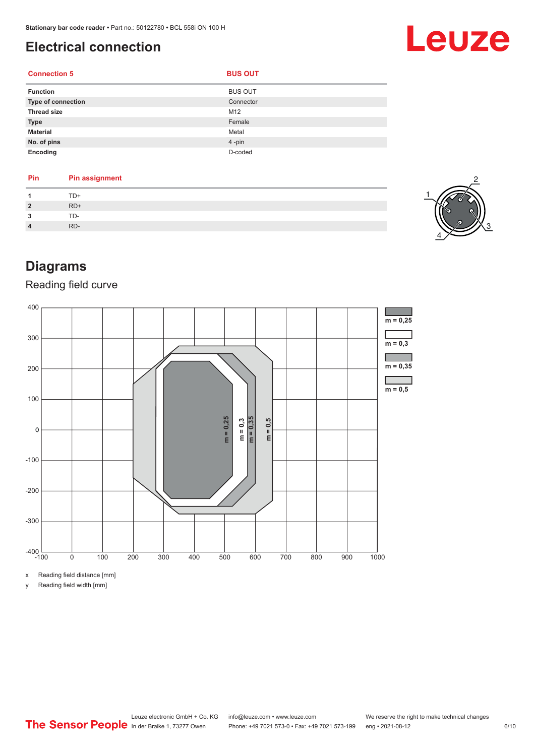# Electrical connection

| Connection 5 | BUS OUT |
|---|---|
| Function | BUS OUT |
| Type of connection | Connector |
| Thread size | M12 |
| Type | Female |
| Material | Metal |
| No. of pins | 4 -pin |
| Encoding | D-coded |

| Pin | Pin assignment |
|---|---|
| 1 | TD+ |
| 2 | RD+ |
| 3 | TD- |
| 4 | RD- |

# Diagrams

## Reading field curve

x Reading field distance [mm]

y Reading field width [mm]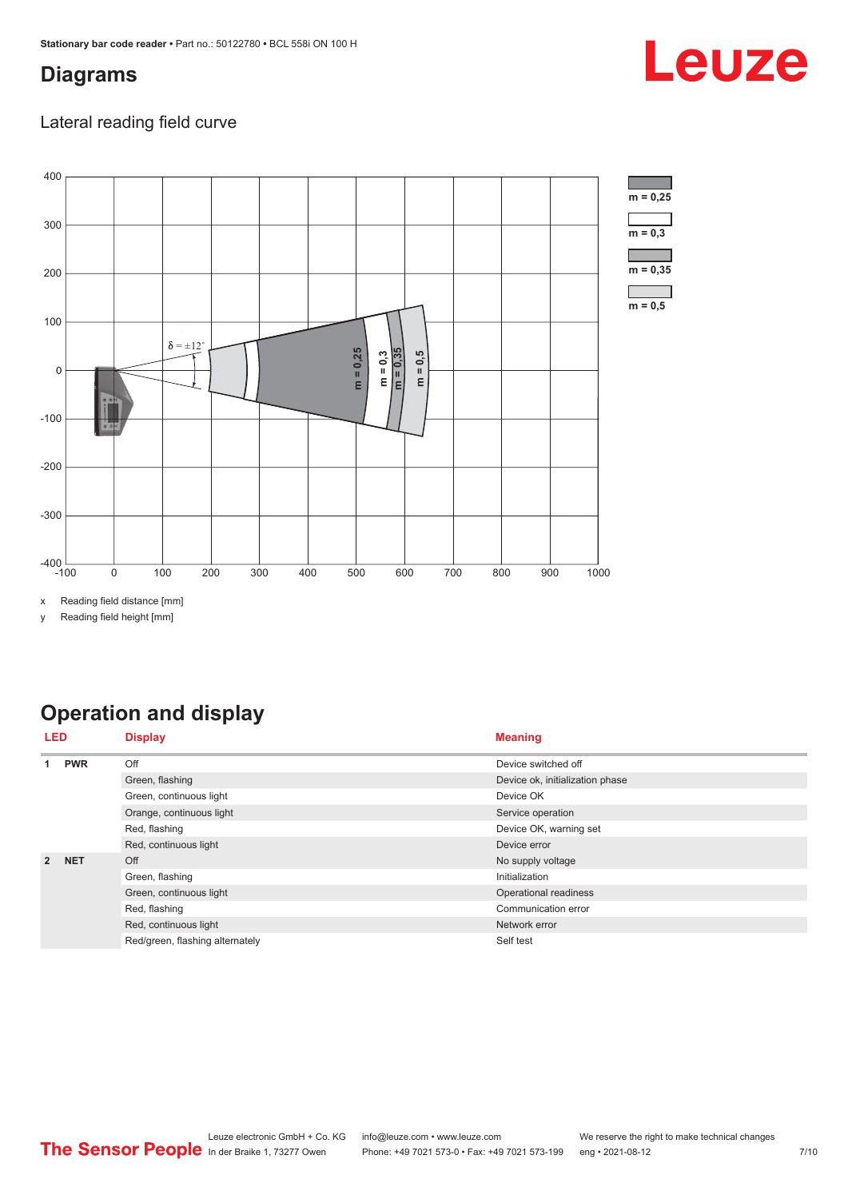## Diagrams

### Lateral reading field curve

x Reading field distance [mm]

y Reading field height [mm]

## Operation and display

| LED | | Display | Meaning |
|---|---|---|---|
| 1 | PWR | Off | Device switched off |
| | | Green, flashing | Device ok, initialization phase |
| | | Green, continuous light | Device OK |
| | | Orange, continuous light | Service operation |
| | | Red, flashing | Device OK, warning set |
| | | Red, continuous light | Device error |
| 2 | NET | Off | No supply voltage |
| | | Green, flashing | Initialization |
| | | Green, continuous light | Operational readiness |
| | | Red, flashing | Communication error |
| | | Red, continuous light | Network error |
| | | Red/green, flashing alternately | Self test |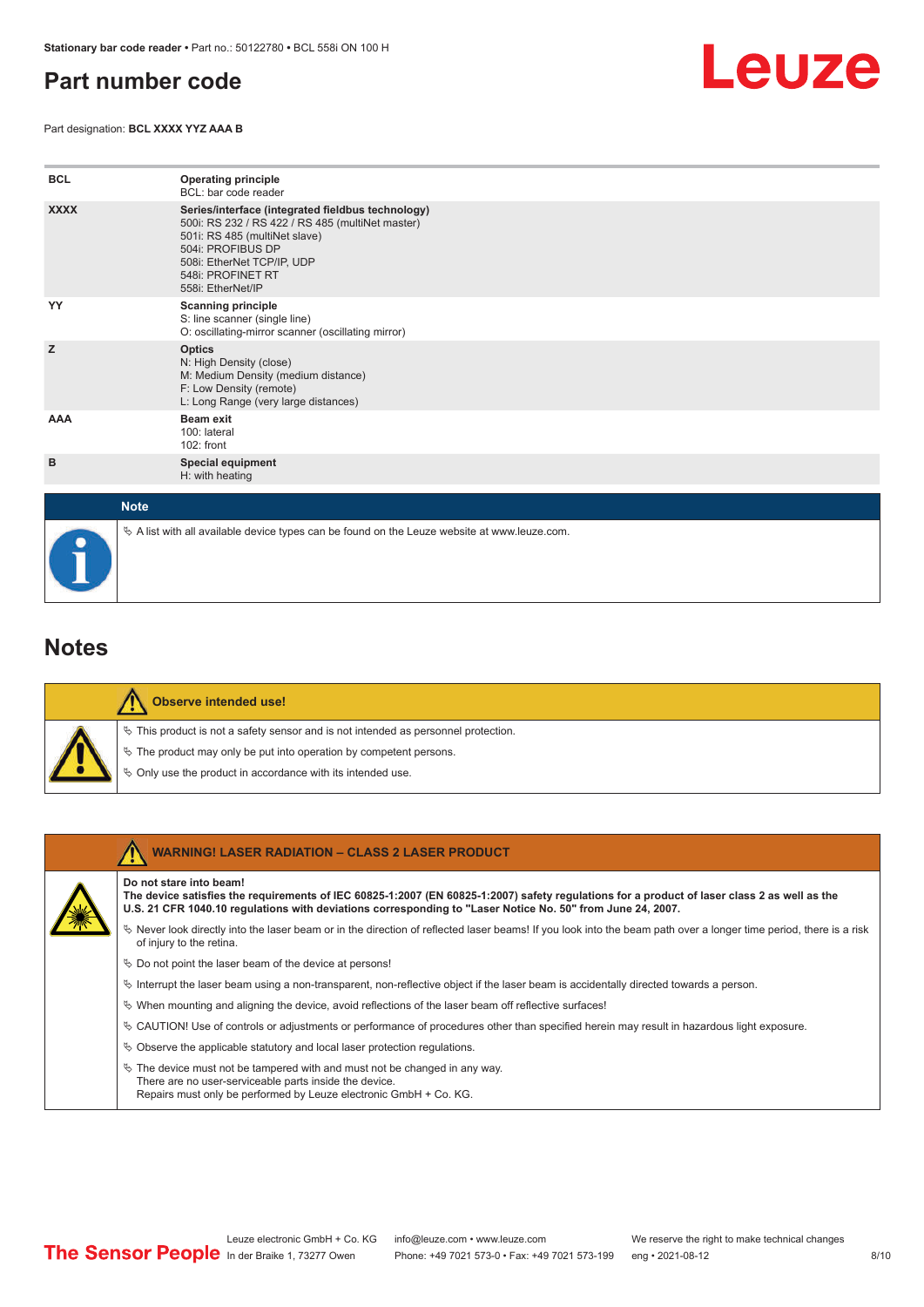# Part number code

Part designation: **BCL XXXX YYZ AAA B**

| | |
|---|---|
| **BCL** | **Operating principle**<br>BCL: bar code reader |
| **XXXX** | **Series/interface (integrated fieldbus technology)**<br>500i: RS 232 / RS 422 / RS 485 (multiNet master)<br>501i: RS 485 (multiNet slave)<br>504i: PROFIBUS DP<br>508i: EtherNet TCP/IP, UDP<br>548i: PROFINET RT<br>558i: EtherNet/IP |
| **YY** | **Scanning principle**<br>S: line scanner (single line)<br>O: oscillating-mirror scanner (oscillating mirror) |
| **Z** | **Optics**<br>N: High Density (close)<br>M: Medium Density (medium distance)<br>F: Low Density (remote)<br>L: Long Range (very large distances) |
| **AAA** | **Beam exit**<br>100: lateral<br>102: front |
| **B** | **Special equipment**<br>H: with heating |

**Note**

- A list with all available device types can be found on the Leuze website at www.leuze.com.

# Notes

**Observe intended use!**

- This product is not a safety sensor and is not intended as personnel protection.
- The product may only be put into operation by competent persons.
- Only use the product in accordance with its intended use.

**WARNING! LASER RADIATION – CLASS 2 LASER PRODUCT**

**Do not stare into beam!**
**The device satisfies the requirements of IEC 60825-1:2007 (EN 60825-1:2007) safety regulations for a product of laser class 2 as well as the U.S. 21 CFR 1040.10 regulations with deviations corresponding to "Laser Notice No. 50" from June 24, 2007.**

- Never look directly into the laser beam or in the direction of reflected laser beams! If you look into the beam path over a longer time period, there is a risk of injury to the retina.
- Do not point the laser beam of the device at persons!
- Interrupt the laser beam using a non-transparent, non-reflective object if the laser beam is accidentally directed towards a person.
- When mounting and aligning the device, avoid reflections of the laser beam off reflective surfaces!
- CAUTION! Use of controls or adjustments or performance of procedures other than specified herein may result in hazardous light exposure.
- Observe the applicable statutory and local laser protection regulations.
- The device must not be tampered with and must not be changed in any way.
  There are no user-serviceable parts inside the device.
  Repairs must only be performed by Leuze electronic GmbH + Co. KG.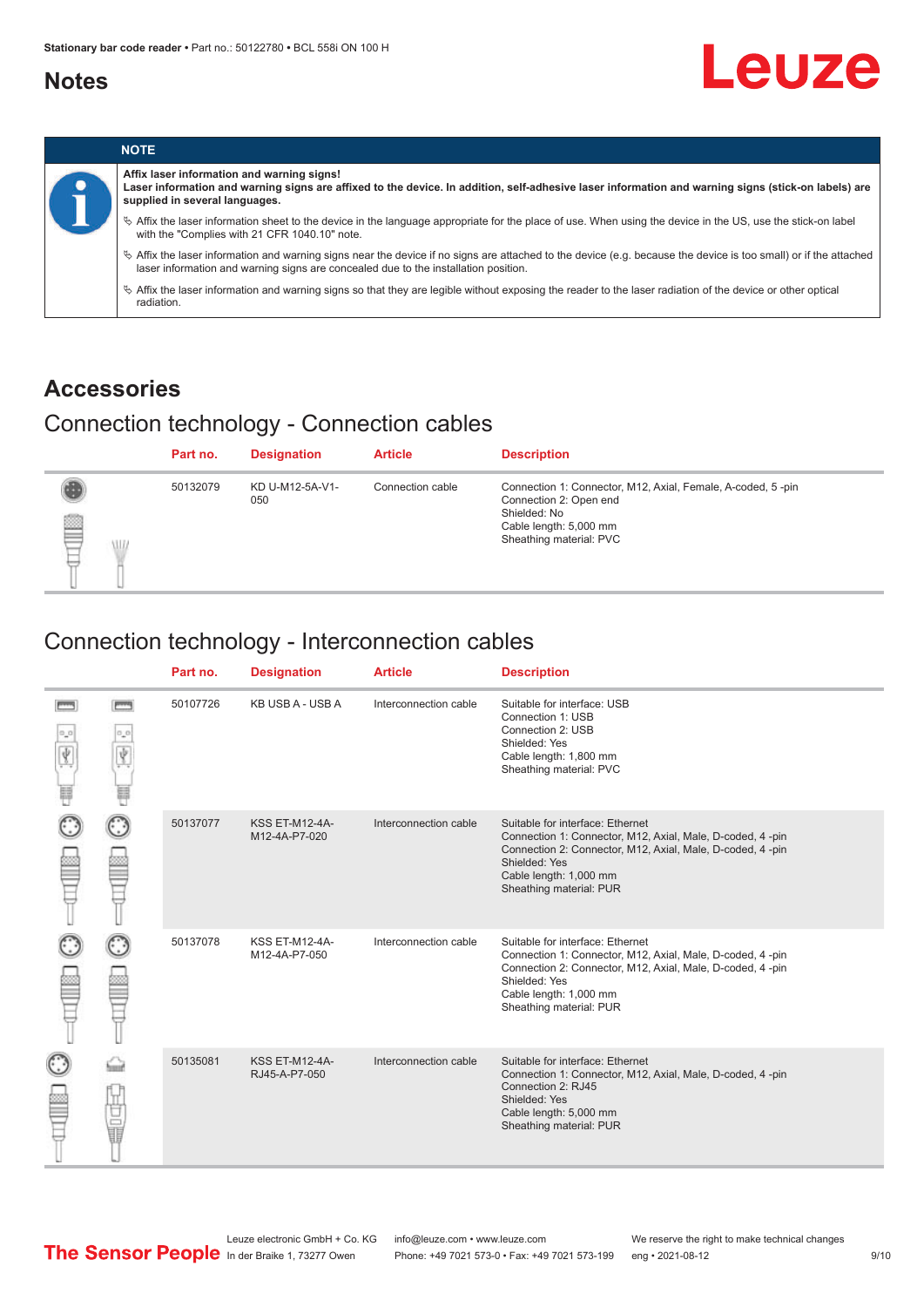## Notes

| NOTE |
|---|
| **Affix laser information and warning signs!**<br>**Laser information and warning signs are affixed to the device. In addition, self-adhesive laser information and warning signs (stick-on labels) are supplied in several languages.**<br>↳ Affix the laser information sheet to the device in the language appropriate for the place of use. When using the device in the US, use the stick-on label with the "Complies with 21 CFR 1040.10" note.<br>↳ Affix the laser information and warning signs near the device if no signs are attached to the device (e.g. because the device is too small) or if the attached laser information and warning signs are concealed due to the installation position.<br>↳ Affix the laser information and warning signs so that they are legible without exposing the reader to the laser radiation of the device or other optical radiation. |

## Accessories

### Connection technology - Connection cables

| Part no. | Designation | Article | Description |
|---|---|---|---|
| 50132079 | KD U-M12-5A-V1-050 | Connection cable | Connection 1: Connector, M12, Axial, Female, A-coded, 5 -pin<br>Connection 2: Open end<br>Shielded: No<br>Cable length: 5,000 mm<br>Sheathing material: PVC |

### Connection technology - Interconnection cables

| Part no. | Designation | Article | Description |
|---|---|---|---|
| 50107726 | KB USB A - USB A | Interconnection cable | Suitable for interface: USB<br>Connection 1: USB<br>Connection 2: USB<br>Shielded: Yes<br>Cable length: 1,800 mm<br>Sheathing material: PVC |
| 50137077 | KSS ET-M12-4A-M12-4A-P7-020 | Interconnection cable | Suitable for interface: Ethernet<br>Connection 1: Connector, M12, Axial, Male, D-coded, 4 -pin<br>Connection 2: Connector, M12, Axial, Male, D-coded, 4 -pin<br>Shielded: Yes<br>Cable length: 1,000 mm<br>Sheathing material: PUR |
| 50137078 | KSS ET-M12-4A-M12-4A-P7-050 | Interconnection cable | Suitable for interface: Ethernet<br>Connection 1: Connector, M12, Axial, Male, D-coded, 4 -pin<br>Connection 2: Connector, M12, Axial, Male, D-coded, 4 -pin<br>Shielded: Yes<br>Cable length: 1,000 mm<br>Sheathing material: PUR |
| 50135081 | KSS ET-M12-4A-RJ45-A-P7-050 | Interconnection cable | Suitable for interface: Ethernet<br>Connection 1: Connector, M12, Axial, Male, D-coded, 4 -pin<br>Connection 2: RJ45<br>Shielded: Yes<br>Cable length: 5,000 mm<br>Sheathing material: PUR |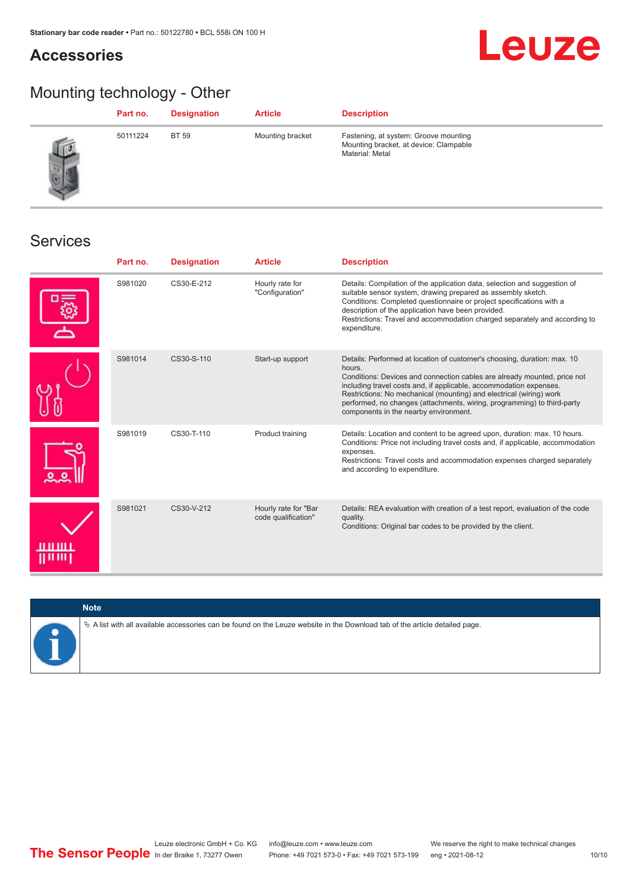## Accessories

### Mounting technology - Other

| | Part no. | Designation | Article | Description |
|---|---|---|---|---|
| | 50111224 | BT 59 | Mounting bracket | Fastening, at system: Groove mounting<br>Mounting bracket, at device: Clampable<br>Material: Metal |

### Services

| | Part no. | Designation | Article | Description |
|---|---|---|---|---|
| | S981020 | CS30-E-212 | Hourly rate for "Configuration" | Details: Compilation of the application data, selection and suggestion of suitable sensor system, drawing prepared as assembly sketch.<br>Conditions: Completed questionnaire or project specifications with a description of the application have been provided.<br>Restrictions: Travel and accommodation charged separately and according to expenditure. |
| | S981014 | CS30-S-110 | Start-up support | Details: Performed at location of customer's choosing, duration: max. 10 hours.<br>Conditions: Devices and connection cables are already mounted, price not including travel costs and, if applicable, accommodation expenses.<br>Restrictions: No mechanical (mounting) and electrical (wiring) work performed, no changes (attachments, wiring, programming) to third-party components in the nearby environment. |
| | S981019 | CS30-T-110 | Product training | Details: Location and content to be agreed upon, duration: max. 10 hours.<br>Conditions: Price not including travel costs and, if applicable, accommodation expenses.<br>Restrictions: Travel costs and accommodation expenses charged separately and according to expenditure. |
| | S981021 | CS30-V-212 | Hourly rate for "Bar code qualification" | Details: REA evaluation with creation of a test report, evaluation of the code quality.<br>Conditions: Original bar codes to be provided by the client. |

**Note**

A list with all available accessories can be found on the Leuze website in the Download tab of the article detailed page.